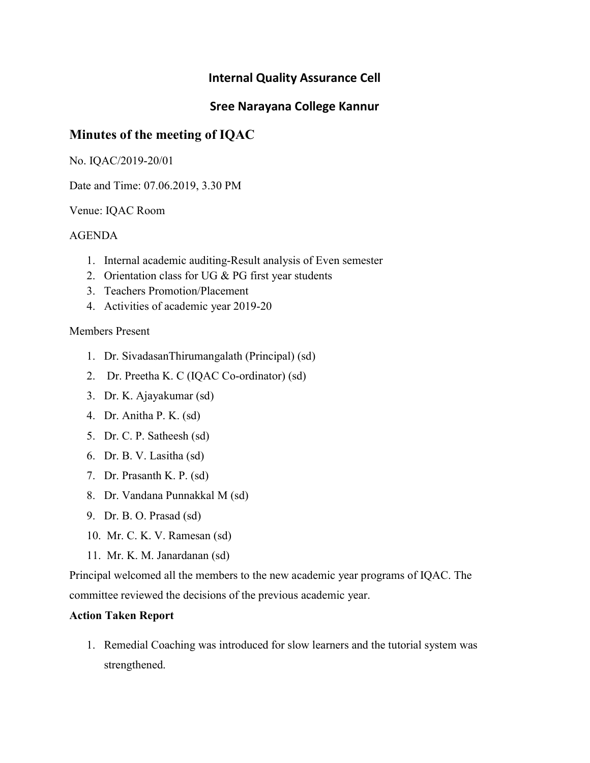# Internal Quality Assurance Cell

# Sree Narayana College Kannur

## Minutes of the meeting of IQAC

No. IQAC/2019-20/01

Date and Time: 07.06.2019, 3.30 PM

Venue: IQAC Room

AGENDA

1. Internal academic auditing-Result analysis of Even semester
2. Orientation class for UG & PG first year students
3. Teachers Promotion/Placement
4. Activities of academic year 2019-20

Members Present

1. Dr. SivadasanThirumangalath (Principal) (sd)
2. Dr. Preetha K. C (IQAC Co-ordinator) (sd)
3. Dr. K. Ajayakumar (sd)
4. Dr. Anitha P. K. (sd)
5. Dr. C. P. Satheesh (sd)
6. Dr. B. V. Lasitha (sd)
7. Dr. Prasanth K. P. (sd)
8. Dr. Vandana Punnakkal M (sd)
9. Dr. B. O. Prasad (sd)
10. Mr. C. K. V. Ramesan (sd)
11. Mr. K. M. Janardanan (sd)

Principal welcomed all the members to the new academic year programs of IQAC. The committee reviewed the decisions of the previous academic year.

**Action Taken Report**

1. Remedial Coaching was introduced for slow learners and the tutorial system was strengthened.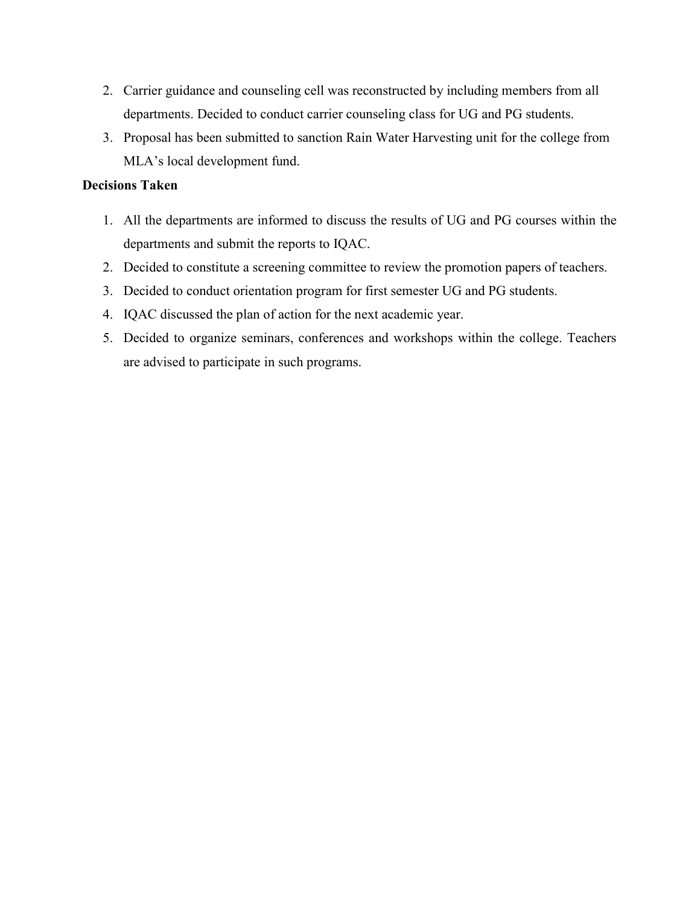2. Carrier guidance and counseling cell was reconstructed by including members from all departments. Decided to conduct carrier counseling class for UG and PG students.
3. Proposal has been submitted to sanction Rain Water Harvesting unit for the college from MLA's local development fund.

**Decisions Taken**

1. All the departments are informed to discuss the results of UG and PG courses within the departments and submit the reports to IQAC.
2. Decided to constitute a screening committee to review the promotion papers of teachers.
3. Decided to conduct orientation program for first semester UG and PG students.
4. IQAC discussed the plan of action for the next academic year.
5. Decided to organize seminars, conferences and workshops within the college. Teachers are advised to participate in such programs.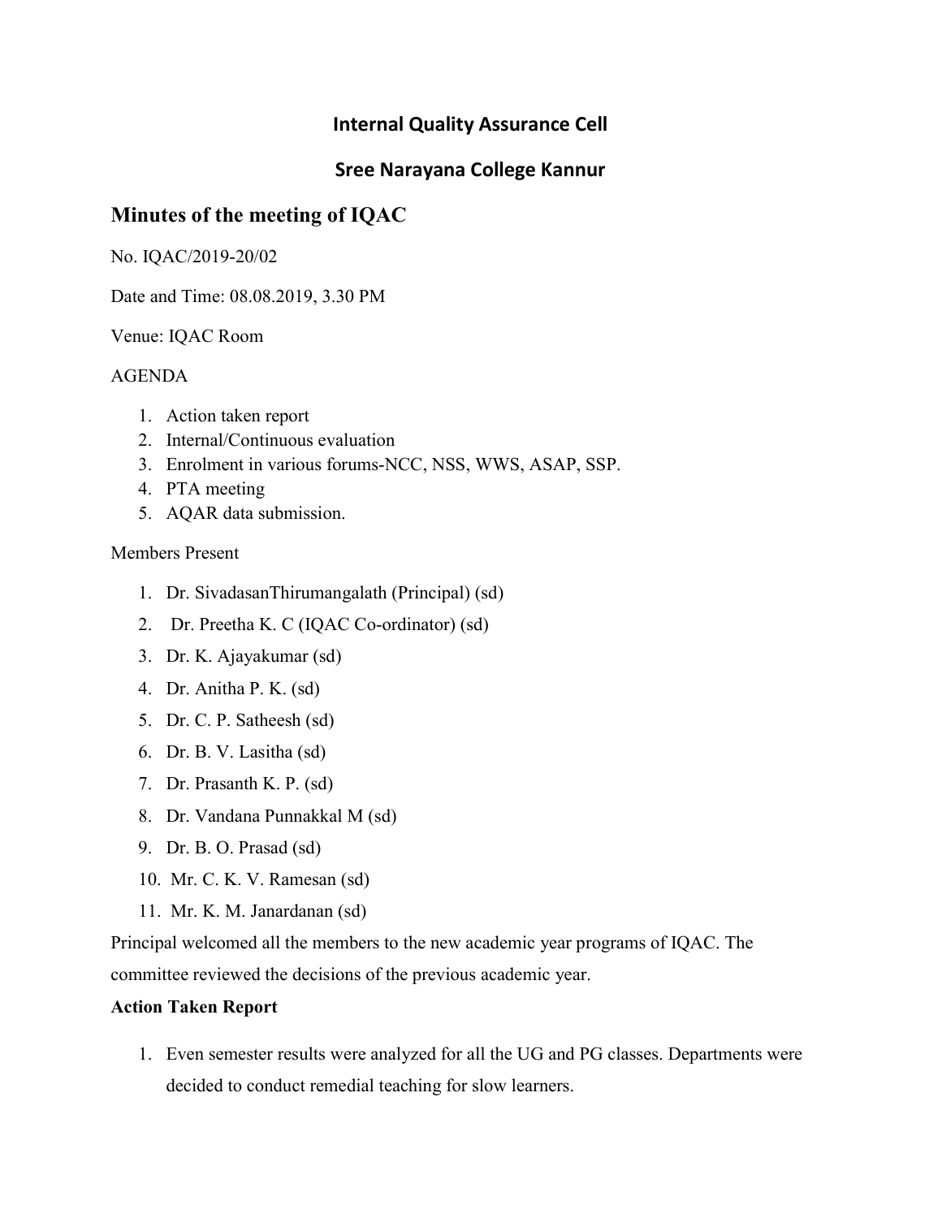## Internal Quality Assurance Cell

## Sree Narayana College Kannur

# Minutes of the meeting of IQAC

No. IQAC/2019-20/02

Date and Time: 08.08.2019, 3.30 PM

Venue: IQAC Room

AGENDA

1. Action taken report
2. Internal/Continuous evaluation
3. Enrolment in various forums-NCC, NSS, WWS, ASAP, SSP.
4. PTA meeting
5. AQAR data submission.

Members Present

1. Dr. SivadasanThirumangalath (Principal) (sd)
2. Dr. Preetha K. C (IQAC Co-ordinator) (sd)
3. Dr. K. Ajayakumar (sd)
4. Dr. Anitha P. K. (sd)
5. Dr. C. P. Satheesh (sd)
6. Dr. B. V. Lasitha (sd)
7. Dr. Prasanth K. P. (sd)
8. Dr. Vandana Punnakkal M (sd)
9. Dr. B. O. Prasad (sd)
10. Mr. C. K. V. Ramesan (sd)
11. Mr. K. M. Janardanan (sd)

Principal welcomed all the members to the new academic year programs of IQAC. The committee reviewed the decisions of the previous academic year.

**Action Taken Report**

1. Even semester results were analyzed for all the UG and PG classes. Departments were decided to conduct remedial teaching for slow learners.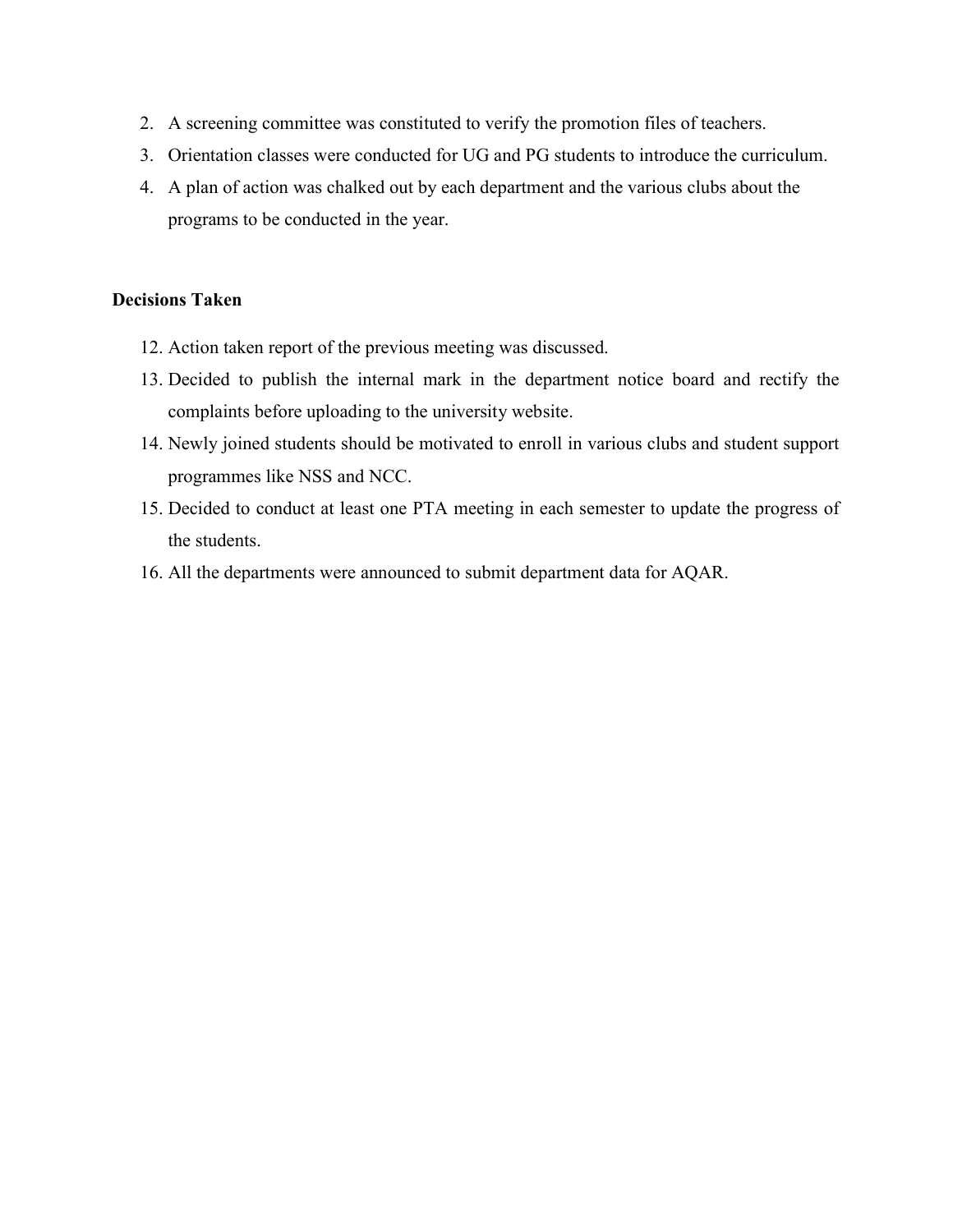2. A screening committee was constituted to verify the promotion files of teachers.
3. Orientation classes were conducted for UG and PG students to introduce the curriculum.
4. A plan of action was chalked out by each department and the various clubs about the programs to be conducted in the year.

**Decisions Taken**

12. Action taken report of the previous meeting was discussed.
13. Decided to publish the internal mark in the department notice board and rectify the complaints before uploading to the university website.
14. Newly joined students should be motivated to enroll in various clubs and student support programmes like NSS and NCC.
15. Decided to conduct at least one PTA meeting in each semester to update the progress of the students.
16. All the departments were announced to submit department data for AQAR.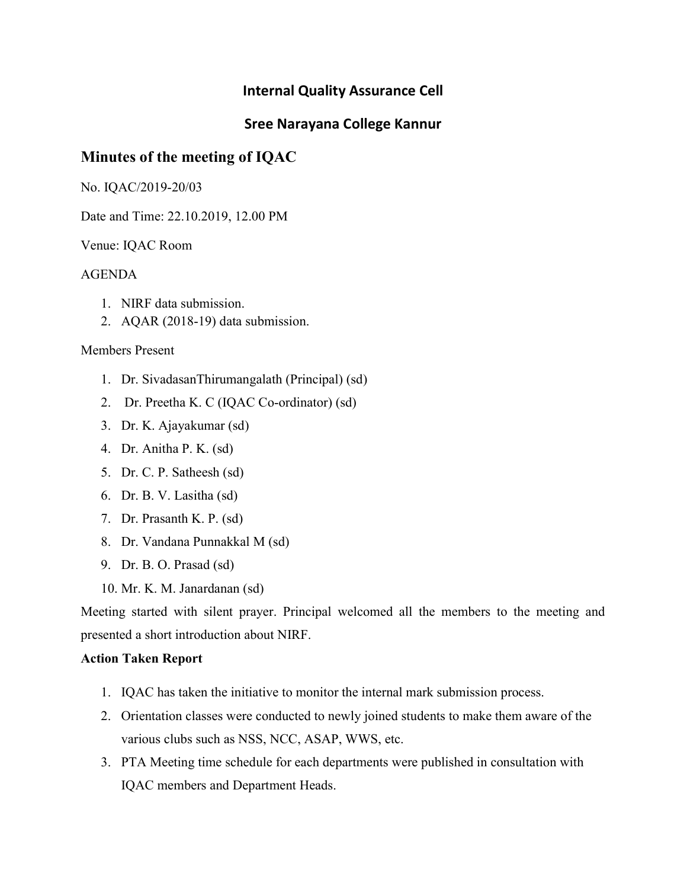## Internal Quality Assurance Cell

## Sree Narayana College Kannur

# Minutes of the meeting of IQAC

No. IQAC/2019-20/03

Date and Time: 22.10.2019, 12.00 PM

Venue: IQAC Room

AGENDA

1. NIRF data submission.
2. AQAR (2018-19) data submission.

Members Present

1. Dr. SivadasanThirumangalath (Principal) (sd)
2. Dr. Preetha K. C (IQAC Co-ordinator) (sd)
3. Dr. K. Ajayakumar (sd)
4. Dr. Anitha P. K. (sd)
5. Dr. C. P. Satheesh (sd)
6. Dr. B. V. Lasitha (sd)
7. Dr. Prasanth K. P. (sd)
8. Dr. Vandana Punnakkal M (sd)
9. Dr. B. O. Prasad (sd)
10. Mr. K. M. Janardanan (sd)

Meeting started with silent prayer. Principal welcomed all the members to the meeting and presented a short introduction about NIRF.

**Action Taken Report**

1. IQAC has taken the initiative to monitor the internal mark submission process.
2. Orientation classes were conducted to newly joined students to make them aware of the various clubs such as NSS, NCC, ASAP, WWS, etc.
3. PTA Meeting time schedule for each departments were published in consultation with IQAC members and Department Heads.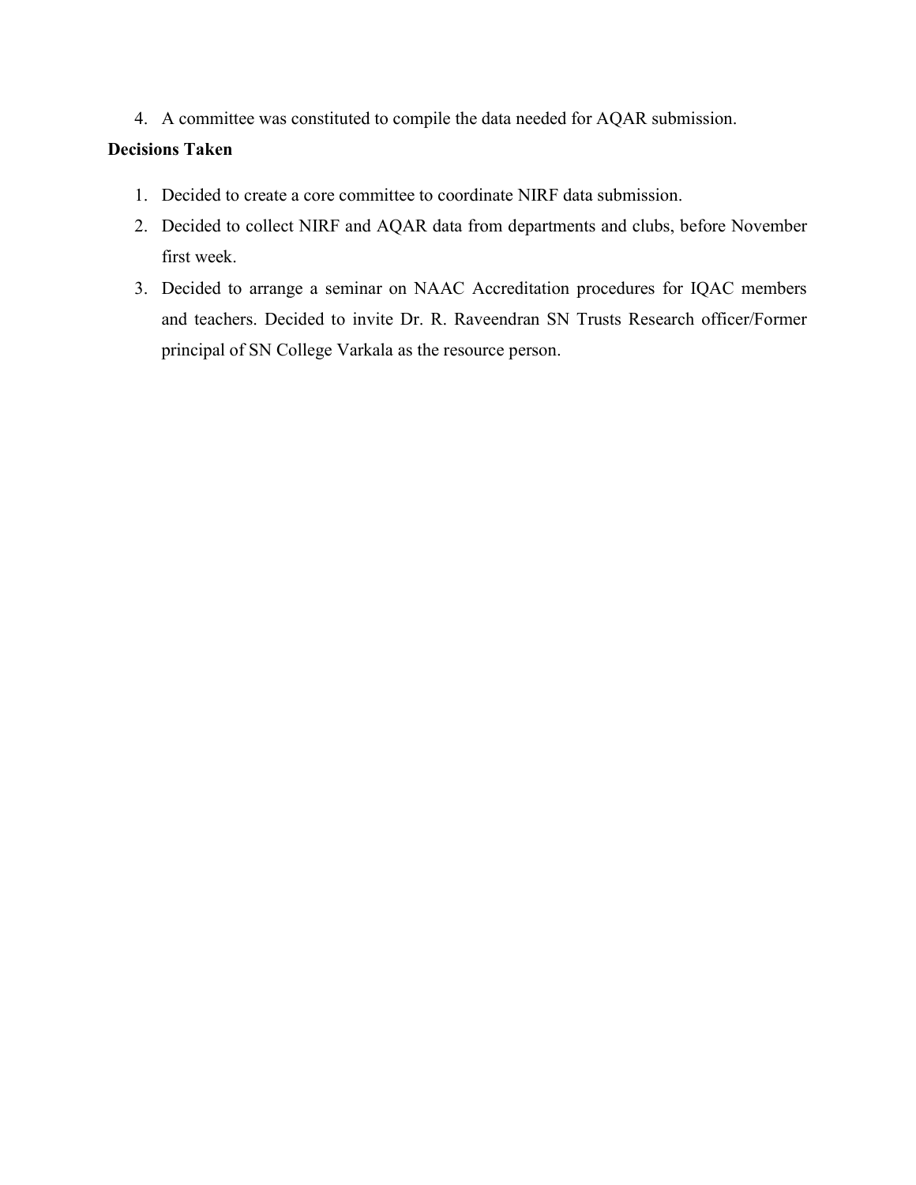4. A committee was constituted to compile the data needed for AQAR submission.

**Decisions Taken**

1. Decided to create a core committee to coordinate NIRF data submission.
2. Decided to collect NIRF and AQAR data from departments and clubs, before November first week.
3. Decided to arrange a seminar on NAAC Accreditation procedures for IQAC members and teachers. Decided to invite Dr. R. Raveendran SN Trusts Research officer/Former principal of SN College Varkala as the resource person.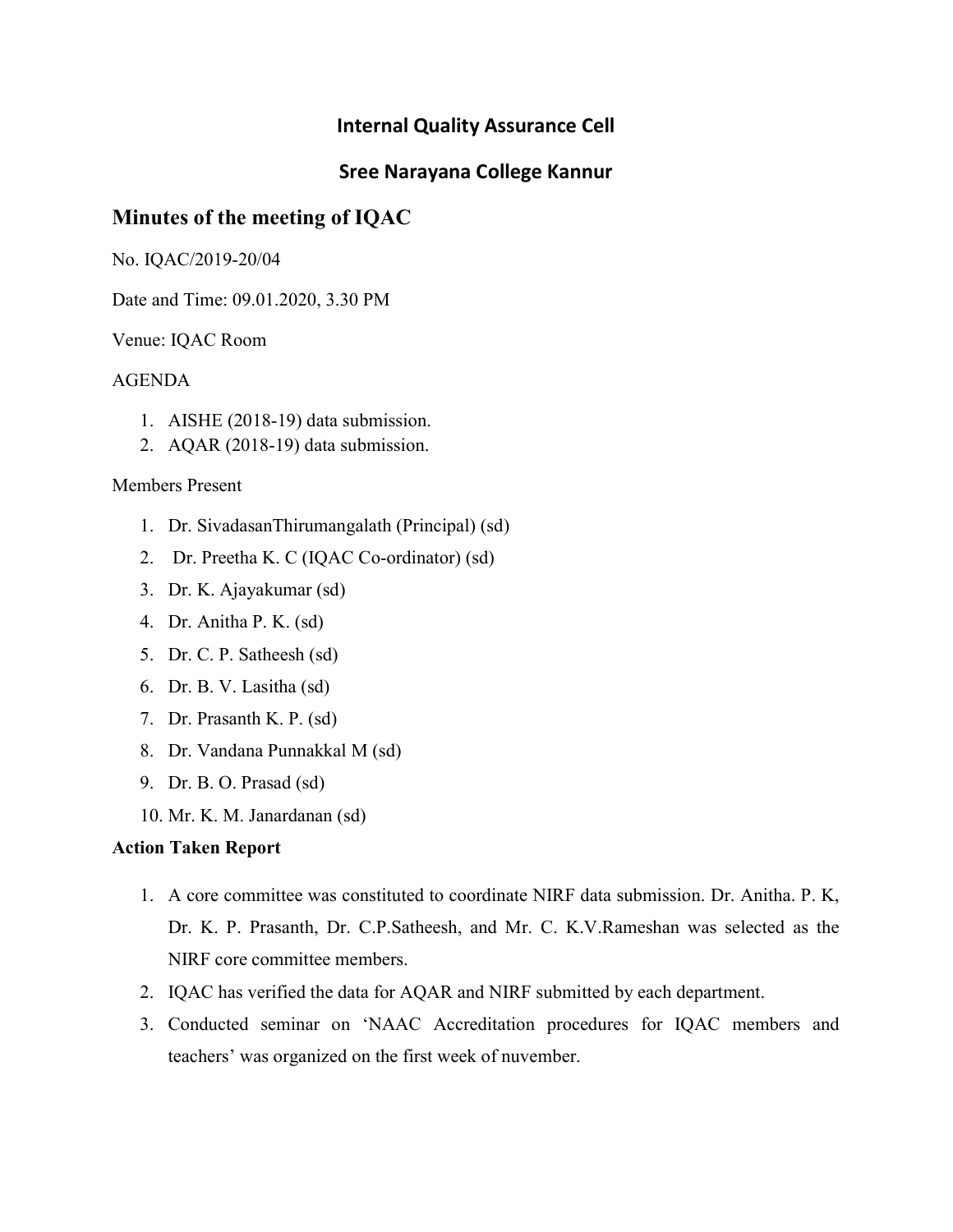## Internal Quality Assurance Cell

## Sree Narayana College Kannur

# Minutes of the meeting of IQAC

No. IQAC/2019-20/04

Date and Time: 09.01.2020, 3.30 PM

Venue: IQAC Room

AGENDA

1. AISHE (2018-19) data submission.
2. AQAR (2018-19) data submission.

Members Present

1. Dr. SivadasanThirumangalath (Principal) (sd)
2. Dr. Preetha K. C (IQAC Co-ordinator) (sd)
3. Dr. K. Ajayakumar (sd)
4. Dr. Anitha P. K. (sd)
5. Dr. C. P. Satheesh (sd)
6. Dr. B. V. Lasitha (sd)
7. Dr. Prasanth K. P. (sd)
8. Dr. Vandana Punnakkal M (sd)
9. Dr. B. O. Prasad (sd)
10. Mr. K. M. Janardanan (sd)

**Action Taken Report**

1. A core committee was constituted to coordinate NIRF data submission. Dr. Anitha. P. K, Dr. K. P. Prasanth, Dr. C.P.Satheesh, and Mr. C. K.V.Rameshan was selected as the NIRF core committee members.
2. IQAC has verified the data for AQAR and NIRF submitted by each department.
3. Conducted seminar on 'NAAC Accreditation procedures for IQAC members and teachers' was organized on the first week of nuvember.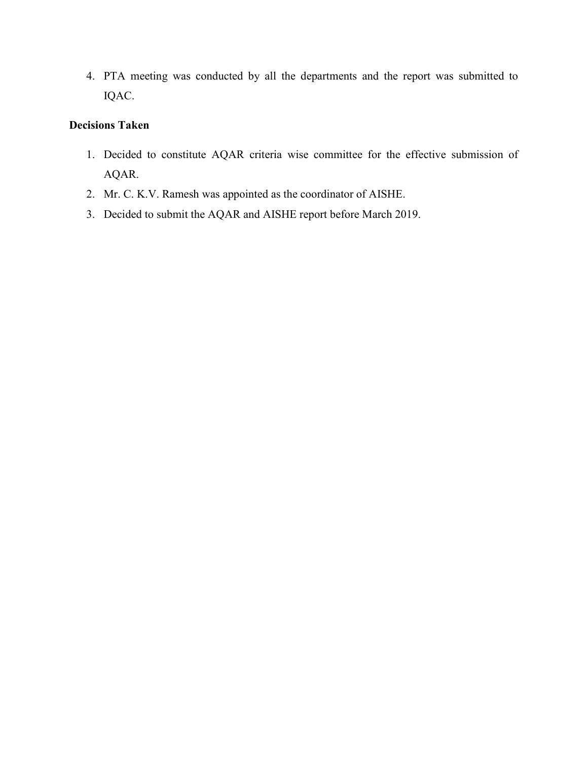4. PTA meeting was conducted by all the departments and the report was submitted to IQAC.

**Decisions Taken**

1. Decided to constitute AQAR criteria wise committee for the effective submission of AQAR.
2. Mr. C. K.V. Ramesh was appointed as the coordinator of AISHE.
3. Decided to submit the AQAR and AISHE report before March 2019.